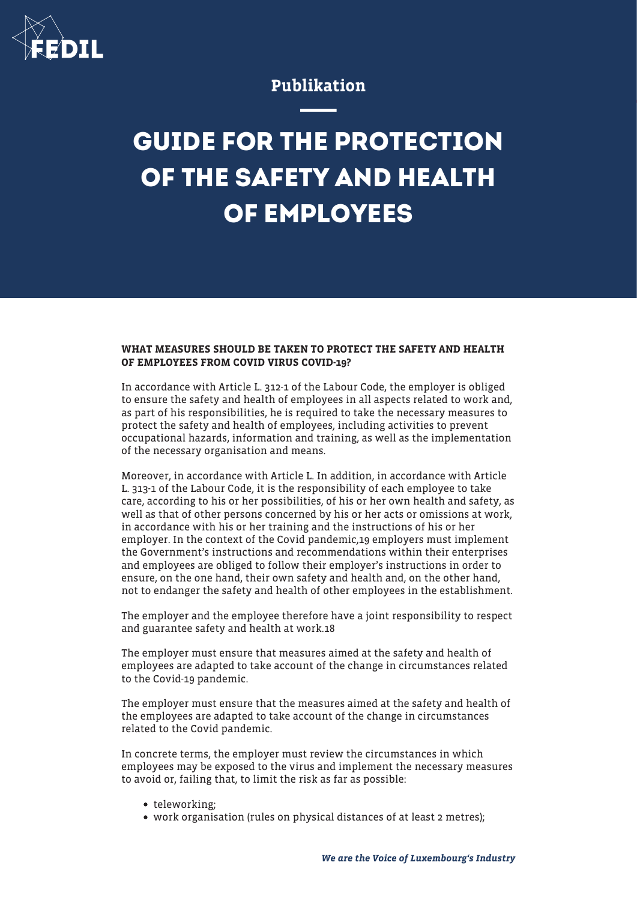FEDIL

Publikation

# GUIDE FOR THE PROTECTION OF THE SAFETY AND HEALTH OF EMPLOYEES

**WHAT MEASURES SHOULD BE TAKEN TO PROTECT THE SAFETY AND HEALTH OF EMPLOYEES FROM COVID VIRUS COVID-19?**

In accordance with Article L. 312-1 of the Labour Code, the employer is obliged to ensure the safety and health of employees in all aspects related to work and, as part of his responsibilities, he is required to take the necessary measures to protect the safety and health of employees, including activities to prevent occupational hazards, information and training, as well as the implementation of the necessary organisation and means.

Moreover, in accordance with Article L. In addition, in accordance with Article L. 313-1 of the Labour Code, it is the responsibility of each employee to take care, according to his or her possibilities, of his or her own health and safety, as well as that of other persons concerned by his or her acts or omissions at work, in accordance with his or her training and the instructions of his or her employer. In the context of the Covid pandemic,19 employers must implement the Government's instructions and recommendations within their enterprises and employees are obliged to follow their employer's instructions in order to ensure, on the one hand, their own safety and health and, on the other hand, not to endanger the safety and health of other employees in the establishment.

The employer and the employee therefore have a joint responsibility to respect and guarantee safety and health at work.18

The employer must ensure that measures aimed at the safety and health of employees are adapted to take account of the change in circumstances related to the Covid-19 pandemic.

The employer must ensure that the measures aimed at the safety and health of the employees are adapted to take account of the change in circumstances related to the Covid pandemic.

In concrete terms, the employer must review the circumstances in which employees may be exposed to the virus and implement the necessary measures to avoid or, failing that, to limit the risk as far as possible:

- teleworking;
- work organisation (rules on physical distances of at least 2 metres);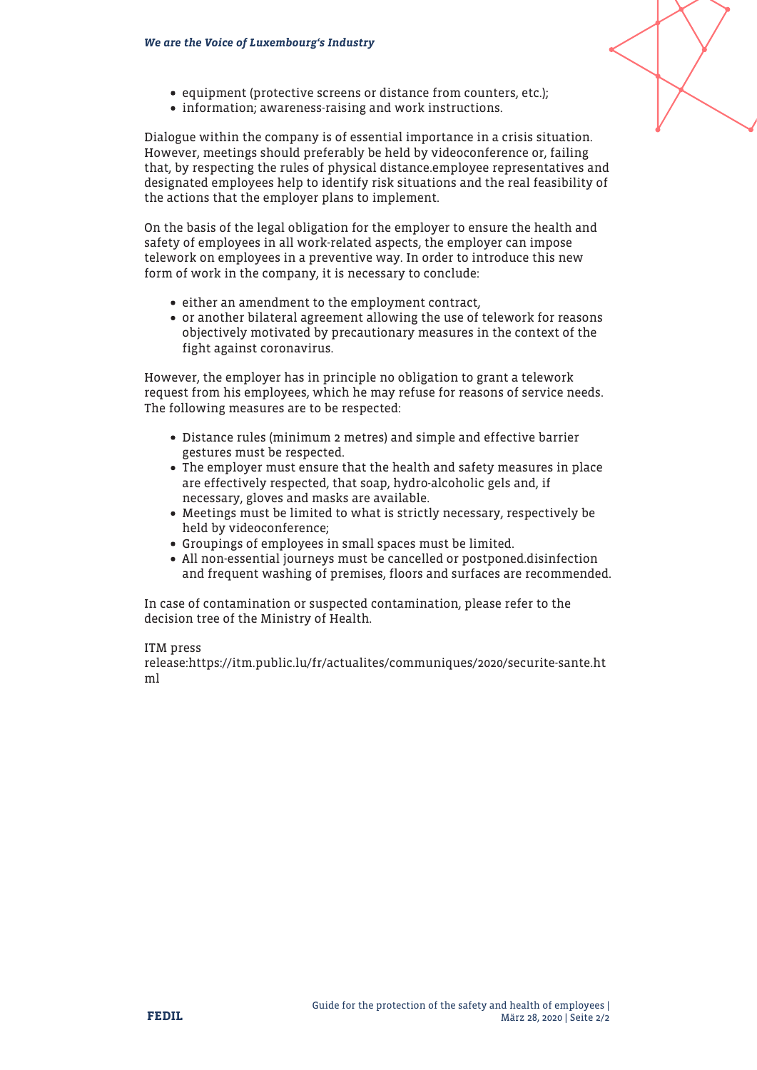- equipment (protective screens or distance from counters, etc.);
- information; awareness-raising and work instructions.

Dialogue within the company is of essential importance in a crisis situation. However, meetings should preferably be held by videoconference or, failing that, by respecting the rules of physical distance.employee representatives and designated employees help to identify risk situations and the real feasibility of the actions that the employer plans to implement.

On the basis of the legal obligation for the employer to ensure the health and safety of employees in all work-related aspects, the employer can impose telework on employees in a preventive way. In order to introduce this new form of work in the company, it is necessary to conclude:

- either an amendment to the employment contract,
- or another bilateral agreement allowing the use of telework for reasons objectively motivated by precautionary measures in the context of the fight against coronavirus.

However, the employer has in principle no obligation to grant a telework request from his employees, which he may refuse for reasons of service needs. The following measures are to be respected:

- Distance rules (minimum 2 metres) and simple and effective barrier gestures must be respected.
- The employer must ensure that the health and safety measures in place are effectively respected, that soap, hydro-alcoholic gels and, if necessary, gloves and masks are available.
- Meetings must be limited to what is strictly necessary, respectively be held by videoconference;
- Groupings of employees in small spaces must be limited.
- All non-essential journeys must be cancelled or postponed.disinfection and frequent washing of premises, floors and surfaces are recommended.

In case of contamination or suspected contamination, please refer to the decision tree of the Ministry of Health.

ITM press release:https://itm.public.lu/fr/actualites/communiques/2020/securite-sante.html